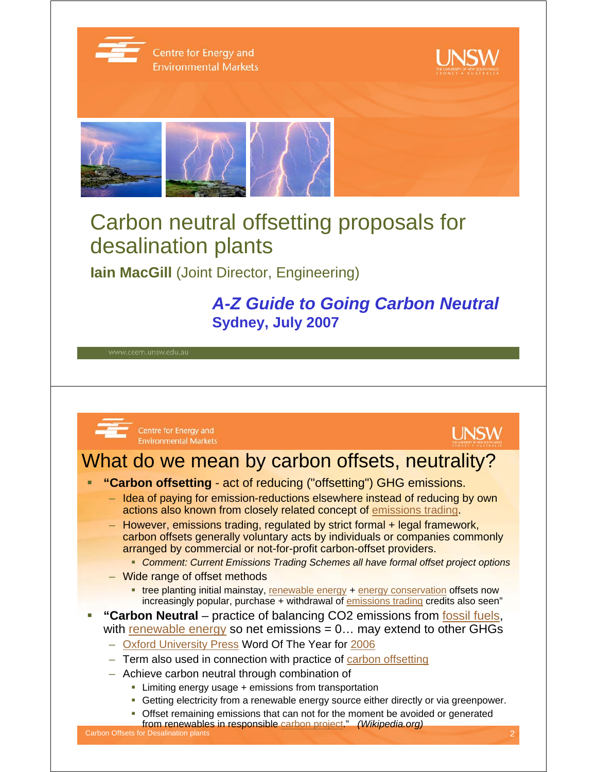# Carbon neutral offsetting proposals for desalination plants

**Iain MacGill** (Joint Director, Engineering)

***A-Z Guide to Going Carbon Neutral***
**Sydney, July 2007**

www.ceem.unsw.edu.au

## What do we mean by carbon offsets, neutrality?

- **"Carbon offsetting** - act of reducing ("offsetting") GHG emissions.
  - Idea of paying for emission-reductions elsewhere instead of reducing by own actions also known from closely related concept of emissions trading.
  - However, emissions trading, regulated by strict formal + legal framework, carbon offsets generally voluntary acts by individuals or companies commonly arranged by commercial or not-for-profit carbon-offset providers.
    - *Comment: Current Emissions Trading Schemes all have formal offset project options*
  - Wide range of offset methods
    - tree planting initial mainstay, renewable energy + energy conservation offsets now increasingly popular, purchase + withdrawal of emissions trading credits also seen"
- **"Carbon Neutral** – practice of balancing CO2 emissions from fossil fuels, with renewable energy so net emissions = 0… may extend to other GHGs
  - Oxford University Press Word Of The Year for 2006
  - Term also used in connection with practice of carbon offsetting
  - Achieve carbon neutral through combination of
    - Limiting energy usage + emissions from transportation
    - Getting electricity from a renewable energy source either directly or via greenpower.
    - Offset remaining emissions that can not for the moment be avoided or generated from renewables in responsible carbon project." *(Wikipedia.org)*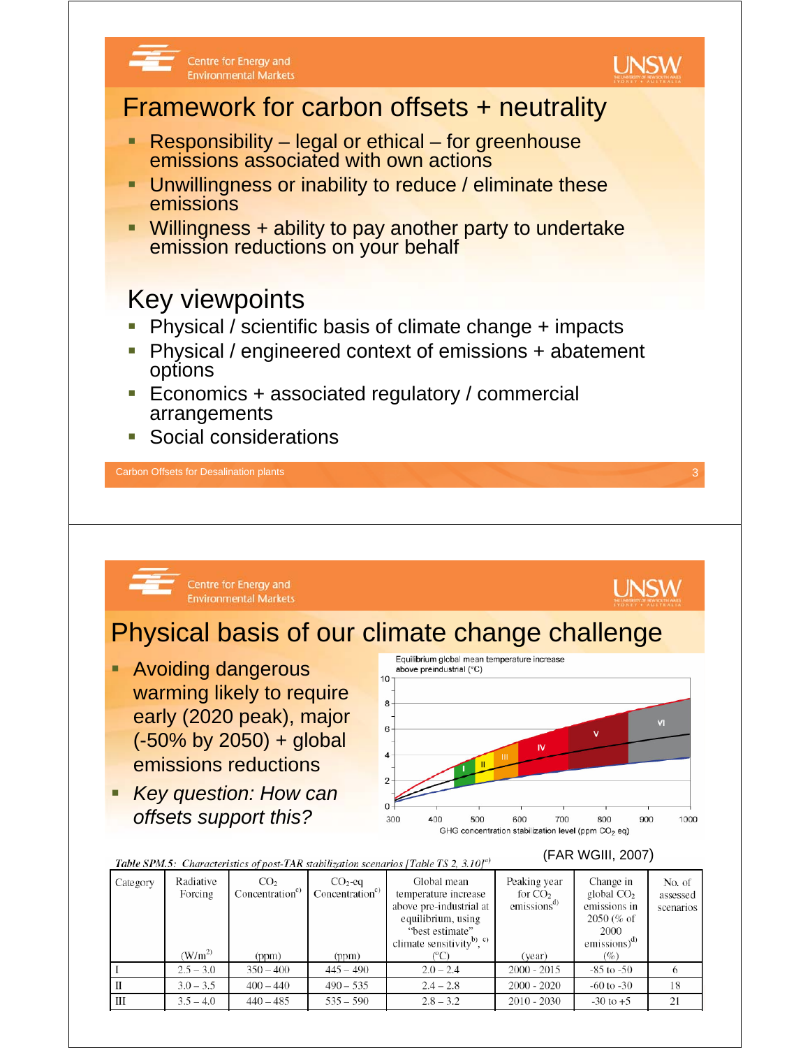# Framework for carbon offsets + neutrality

- Responsibility – legal or ethical – for greenhouse emissions associated with own actions
- Unwillingness or inability to reduce / eliminate these emissions
- Willingness + ability to pay another party to undertake emission reductions on your behalf

## Key viewpoints

- Physical / scientific basis of climate change + impacts
- Physical / engineered context of emissions + abatement options
- Economics + associated regulatory / commercial arrangements
- Social considerations

Carbon Offsets for Desalination plants

# Physical basis of our climate change challenge

- Avoiding dangerous warming likely to require early (2020 peak), major (-50% by 2050) + global emissions reductions
- *Key question: How can offsets support this?*

(FAR WGIII, 2007)

*Table SPM.5: Characteristics of post-TAR stabilization scenarios [Table TS 2, 3.10]*[a]

| Category | Radiative Forcing (W/m[2]) | $CO_2$ Concentration[c] (ppm) | $CO_2$-eq Concentration[c] (ppm) | Global mean temperature increase above pre-industrial at equilibrium, using "best estimate" climate sensitivity[b), c)] (°C) | Peaking year for $CO_2$ emissions[d)] (year) | Change in global $CO_2$ emissions in 2050 (% of 2000 emissions)[d)] (%) | No. of assessed scenarios |
|---|---|---|---|---|---|---|---|
| I | 2.5 – 3.0 | 350 – 400 | 445 – 490 | 2.0 – 2.4 | 2000 - 2015 | -85 to -50 | 6 |
| II | 3.0 – 3.5 | 400 – 440 | 490 – 535 | 2.4 – 2.8 | 2000 - 2020 | -60 to -30 | 18 |
| III | 3.5 – 4.0 | 440 – 485 | 535 – 590 | 2.8 – 3.2 | 2010 - 2030 | -30 to +5 | 21 |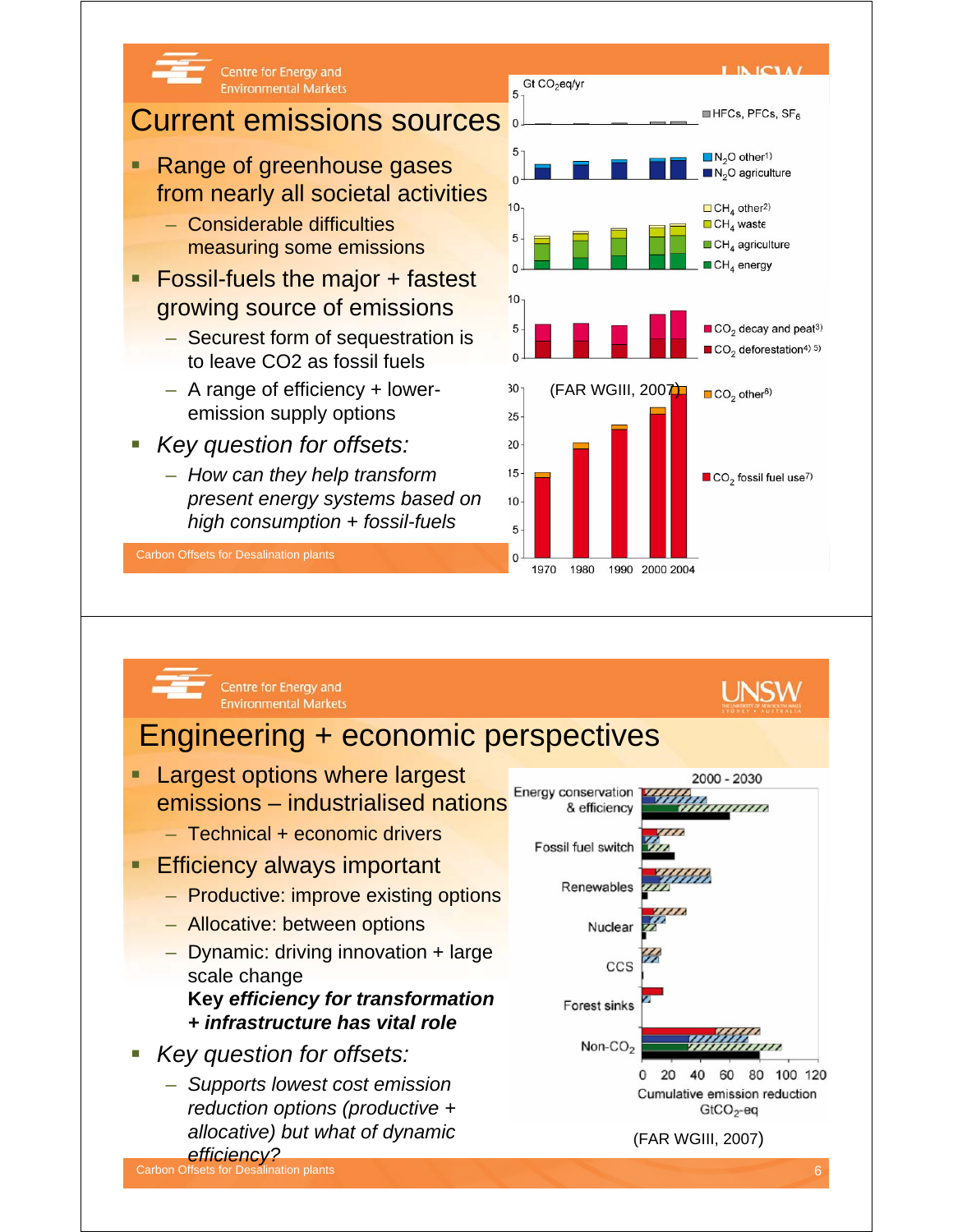## Current emissions sources

- Range of greenhouse gases from nearly all societal activities
  - Considerable difficulties measuring some emissions
- Fossil-fuels the major + fastest growing source of emissions
  - Securest form of sequestration is to leave CO2 as fossil fuels
  - A range of efficiency + lower-emission supply options
- *Key question for offsets:*
  - *How can they help transform present energy systems based on high consumption + fossil-fuels*

Gt $CO_2$eq/yr

HFCs, PFCs, $SF_6$

$N_2O$ other[1)]
$N_2O$ agriculture

$CH_4$ other[2)]
$CH_4$ waste
$CH_4$ agriculture
$CH_4$ energy

$CO_2$ decay and peat[3)]
$CO_2$ deforestation[4) 5)]

$CO_2$ other[6)]

$CO_2$ fossil fuel use[7)]

1970 1980 1990 2000 2004

(FAR WGIII, 2007)

Carbon Offsets for Desalination plants

## Engineering + economic perspectives

- Largest options where largest emissions – industrialised nations
  - Technical + economic drivers
- Efficiency always important
  - Productive: improve existing options
  - Allocative: between options
  - Dynamic: driving innovation + large scale change
    **Key *efficiency for transformation + infrastructure has vital role***
- *Key question for offsets:*
  - *Supports lowest cost emission reduction options (productive + allocative) but what of dynamic efficiency?*

2000 - 2030

Energy conservation & efficiency

Fossil fuel switch

Renewables

Nuclear

CCS

Forest sinks

Non-$CO_2$

0 20 40 60 80 100 120

Cumulative emission reduction $GtCO_2$-eq

(FAR WGIII, 2007)

Carbon Offsets for Desalination plants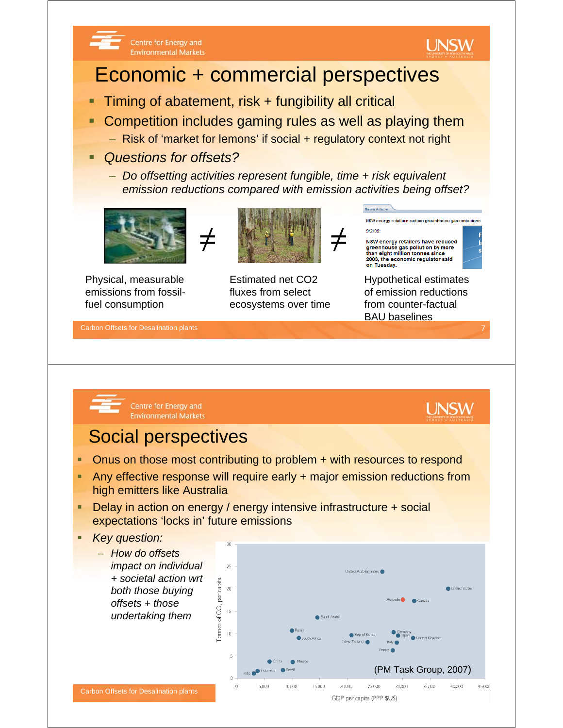# Economic + commercial perspectives

- Timing of abatement, risk + fungibility all critical
- Competition includes gaming rules as well as playing them
  - Risk of 'market for lemons' if social + regulatory context not right
- *Questions for offsets?*
  - *Do offsetting activities represent fungible, time + risk equivalent emission reductions compared with emission activities being offset?*

News Article

NSW energy retailers reduce greenhouse gas emissions

9/2/05:

NSW energy retailers have reduced greenhouse gas pollution by more than eight million tonnes since 2003, the economic regulator said on Tuesday.

Physical, measurable emissions from fossil-fuel consumption ≠ Estimated net CO2 fluxes from select ecosystems over time ≠ Hypothetical estimates of emission reductions from counter-factual BAU baselines

# Social perspectives

- Onus on those most contributing to problem + with resources to respond
- Any effective response will require early + major emission reductions from high emitters like Australia
- Delay in action on energy / energy intensive infrastructure + social expectations 'locks in' future emissions
- *Key question:*
  - *How do offsets impact on individual + societal action wrt both those buying offsets + those undertaking them*

(PM Task Group, 2007)

Tonnes of $CO_2$ per capita vs. GDP per capita (PPP $US)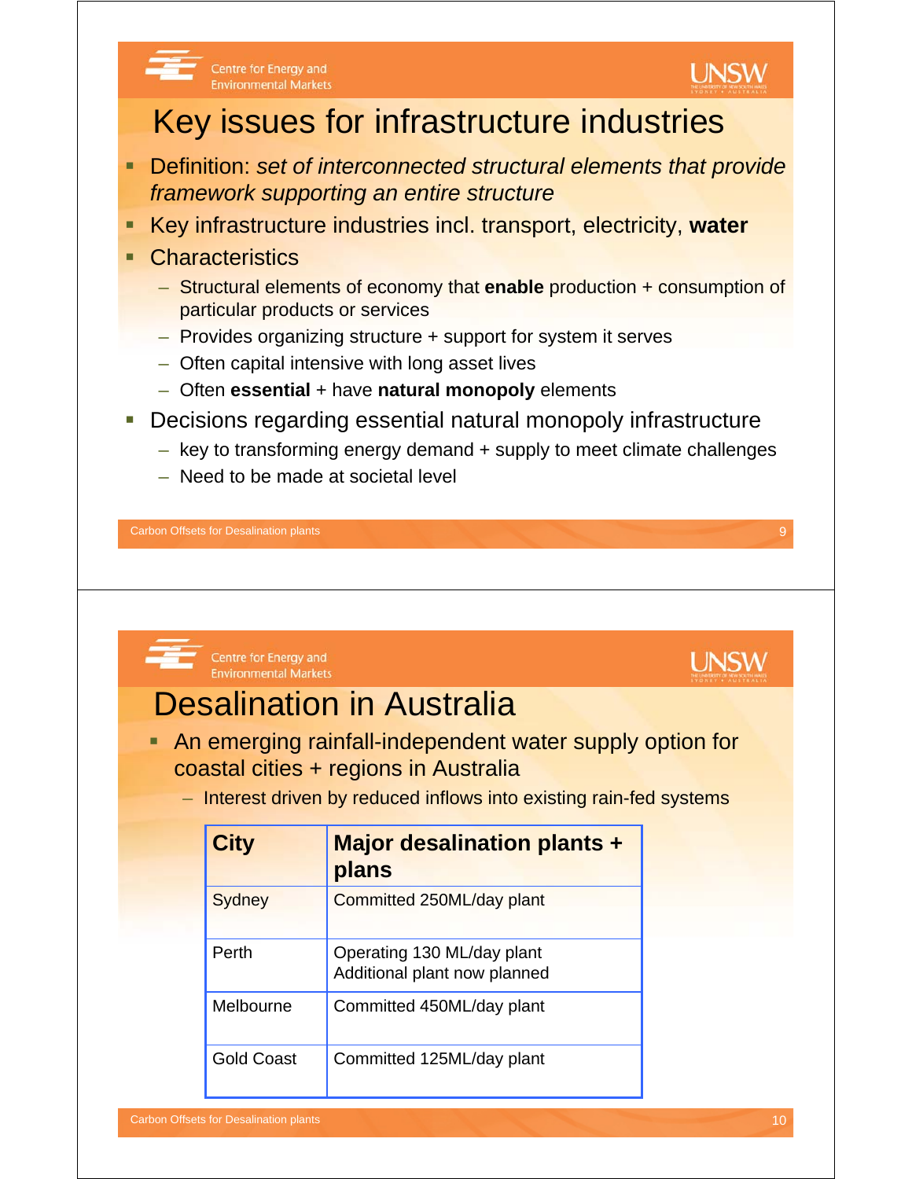# Key issues for infrastructure industries

- Definition: *set of interconnected structural elements that provide framework supporting an entire structure*
- Key infrastructure industries incl. transport, electricity, **water**
- Characteristics
  - Structural elements of economy that **enable** production + consumption of particular products or services
  - Provides organizing structure + support for system it serves
  - Often capital intensive with long asset lives
  - Often **essential** + have **natural monopoly** elements
- Decisions regarding essential natural monopoly infrastructure
  - key to transforming energy demand + supply to meet climate challenges
  - Need to be made at societal level

# Desalination in Australia

- An emerging rainfall-independent water supply option for coastal cities + regions in Australia
  - Interest driven by reduced inflows into existing rain-fed systems

| City | Major desalination plants + plans |
|---|---|
| Sydney | Committed 250ML/day plant |
| Perth | Operating 130 ML/day plant<br>Additional plant now planned |
| Melbourne | Committed 450ML/day plant |
| Gold Coast | Committed 125ML/day plant |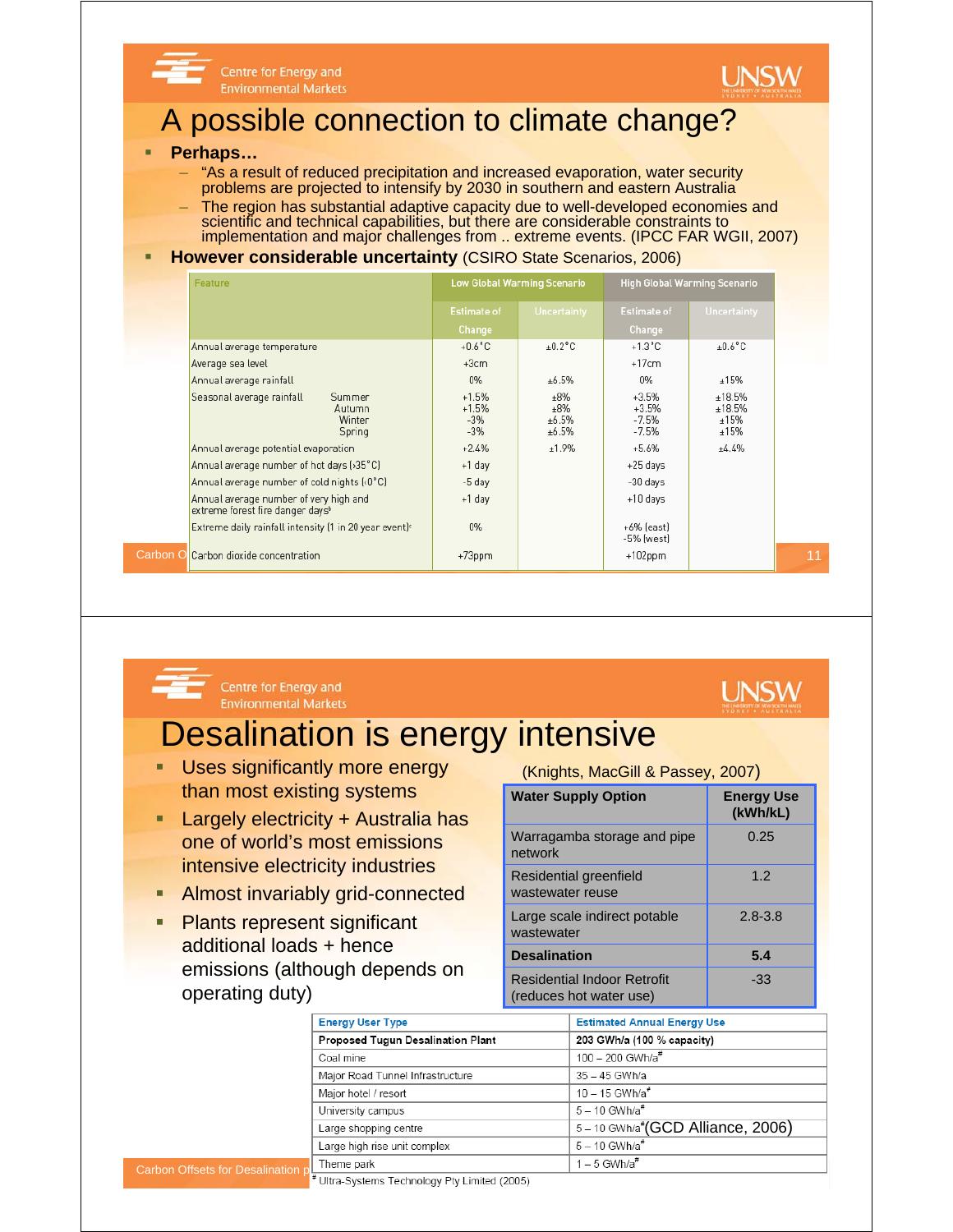# A possible connection to climate change?

- **Perhaps…**
  - "As a result of reduced precipitation and increased evaporation, water security problems are projected to intensify by 2030 in southern and eastern Australia
  - The region has substantial adaptive capacity due to well-developed economies and scientific and technical capabilities, but there are considerable constraints to implementation and major challenges from .. extreme events. (IPCC FAR WGII, 2007)
- **However considerable uncertainty** (CSIRO State Scenarios, 2006)

| Feature | Low Global Warming Scenario | | High Global Warming Scenario | |
|---|---|---|---|---|
| | Estimate of Change | Uncertainty | Estimate of Change | Uncertainty |
| Annual average temperature | +0.6°C | ±0.2°C | +1.3°C | ±0.6°C |
| Average sea level | +3cm | | +17cm | |
| Annual average rainfall | 0% | ±6.5% | 0% | ±15% |
| Seasonal average rainfall — Summer | +1.5% | ±8% | +3.5% | ±18.5% |
| Seasonal average rainfall — Autumn | +1.5% | ±8% | +3.5% | ±18.5% |
| Seasonal average rainfall — Winter | -3% | ±6.5% | -7.5% | ±15% |
| Seasonal average rainfall — Spring | -3% | ±6.5% | -7.5% | ±15% |
| Annual average potential evaporation | +2.4% | ±1.9% | +5.6% | ±4.4% |
| Annual average number of hot days (>35°C) | +1 day | | +25 days | |
| Annual average number of cold nights (<0°C) | -5 day | | -30 days | |
| Annual average number of very high and extreme forest fire danger days[b] | +1 day | | +10 days | |
| Extreme daily rainfall intensity (1 in 20 year event)[c] | 0% | | +6% (east) -5% (west) | |
| Carbon dioxide concentration | +73ppm | | +102ppm | |

# Desalination is energy intensive

- Uses significantly more energy than most existing systems
- Largely electricity + Australia has one of world's most emissions intensive electricity industries
- Almost invariably grid-connected
- Plants represent significant additional loads + hence emissions (although depends on operating duty)

(Knights, MacGill & Passey, 2007)

| Water Supply Option | Energy Use (kWh/kL) |
|---|---|
| Warragamba storage and pipe network | 0.25 |
| Residential greenfield wastewater reuse | 1.2 |
| Large scale indirect potable wastewater | 2.8-3.8 |
| **Desalination** | **5.4** |
| Residential Indoor Retrofit (reduces hot water use) | -33 |

| Energy User Type | Estimated Annual Energy Use |
|---|---|
| **Proposed Tugun Desalination Plant** | **203 GWh/a (100 % capacity)** |
| Coal mine | 100 – 200 GWh/a# |
| Major Road Tunnel Infrastructure | 35 – 45 GWh/a |
| Major hotel / resort | 10 – 15 GWh/a# |
| University campus | 5 – 10 GWh/a# |
| Large shopping centre | 5 – 10 GWh/a# |
| Large high rise unit complex | 5 – 10 GWh/a# |
| Theme park | 1 – 5 GWh/a# |

# Ultra-Systems Technology Pty Limited (2005)

(GCD Alliance, 2006)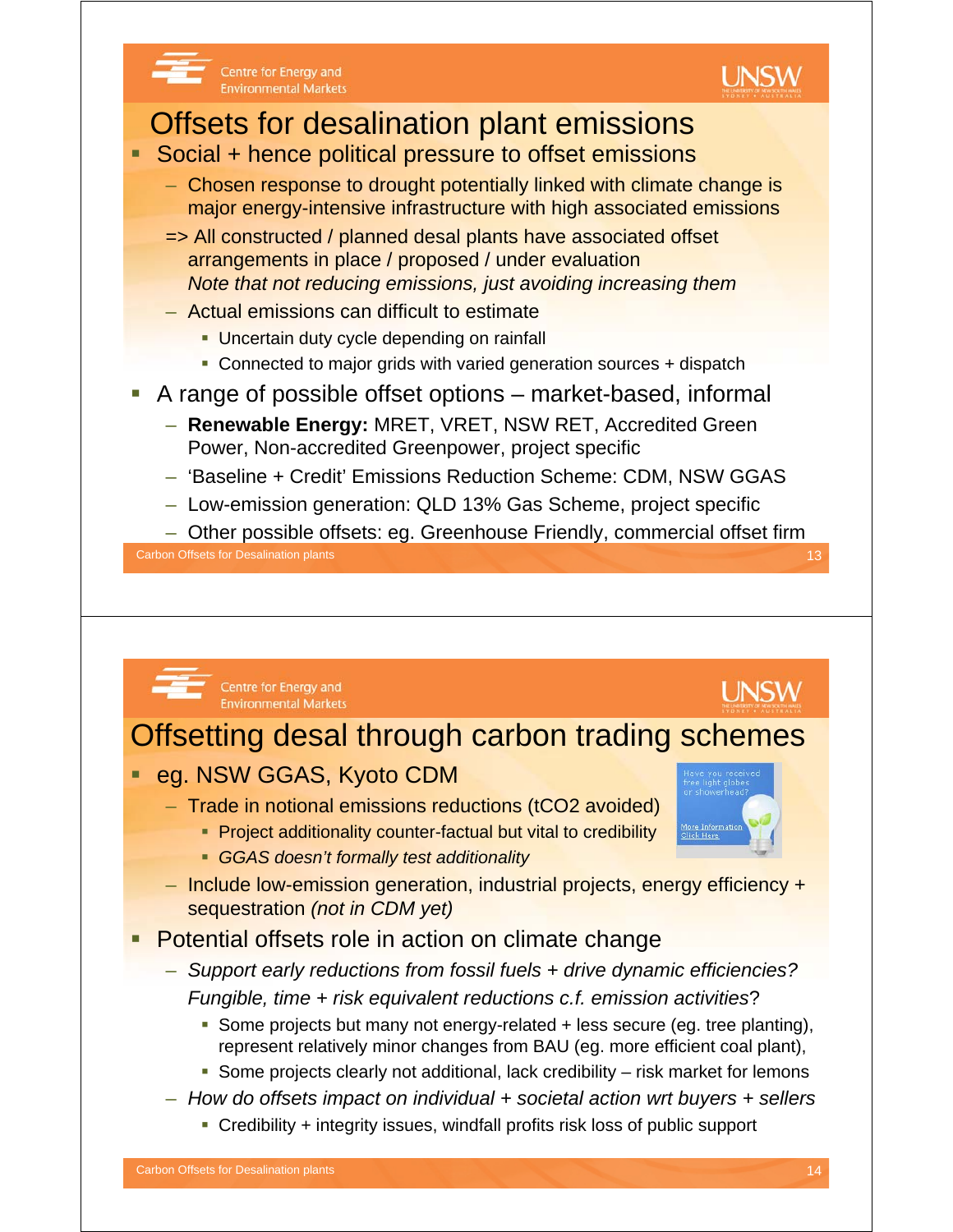## Offsets for desalination plant emissions

- Social + hence political pressure to offset emissions
  - Chosen response to drought potentially linked with climate change is major energy-intensive infrastructure with high associated emissions
  - => All constructed / planned desal plants have associated offset arrangements in place / proposed / under evaluation
    *Note that not reducing emissions, just avoiding increasing them*
  - Actual emissions can difficult to estimate
    - Uncertain duty cycle depending on rainfall
    - Connected to major grids with varied generation sources + dispatch
- A range of possible offset options – market-based, informal
  - **Renewable Energy:** MRET, VRET, NSW RET, Accredited Green Power, Non-accredited Greenpower, project specific
  - 'Baseline + Credit' Emissions Reduction Scheme: CDM, NSW GGAS
  - Low-emission generation: QLD 13% Gas Scheme, project specific
  - Other possible offsets: eg. Greenhouse Friendly, commercial offset firm

## Offsetting desal through carbon trading schemes

- eg. NSW GGAS, Kyoto CDM
  - Trade in notional emissions reductions (tCO2 avoided)
    - Project additionality counter-factual but vital to credibility
    - *GGAS doesn't formally test additionality*
  - Include low-emission generation, industrial projects, energy efficiency + sequestration *(not in CDM yet)*
- Potential offsets role in action on climate change
  - *Support early reductions from fossil fuels + drive dynamic efficiencies? Fungible, time + risk equivalent reductions c.f. emission activities*?
    - Some projects but many not energy-related + less secure (eg. tree planting), represent relatively minor changes from BAU (eg. more efficient coal plant),
    - Some projects clearly not additional, lack credibility – risk market for lemons
  - *How do offsets impact on individual + societal action wrt buyers + sellers*
    - Credibility + integrity issues, windfall profits risk loss of public support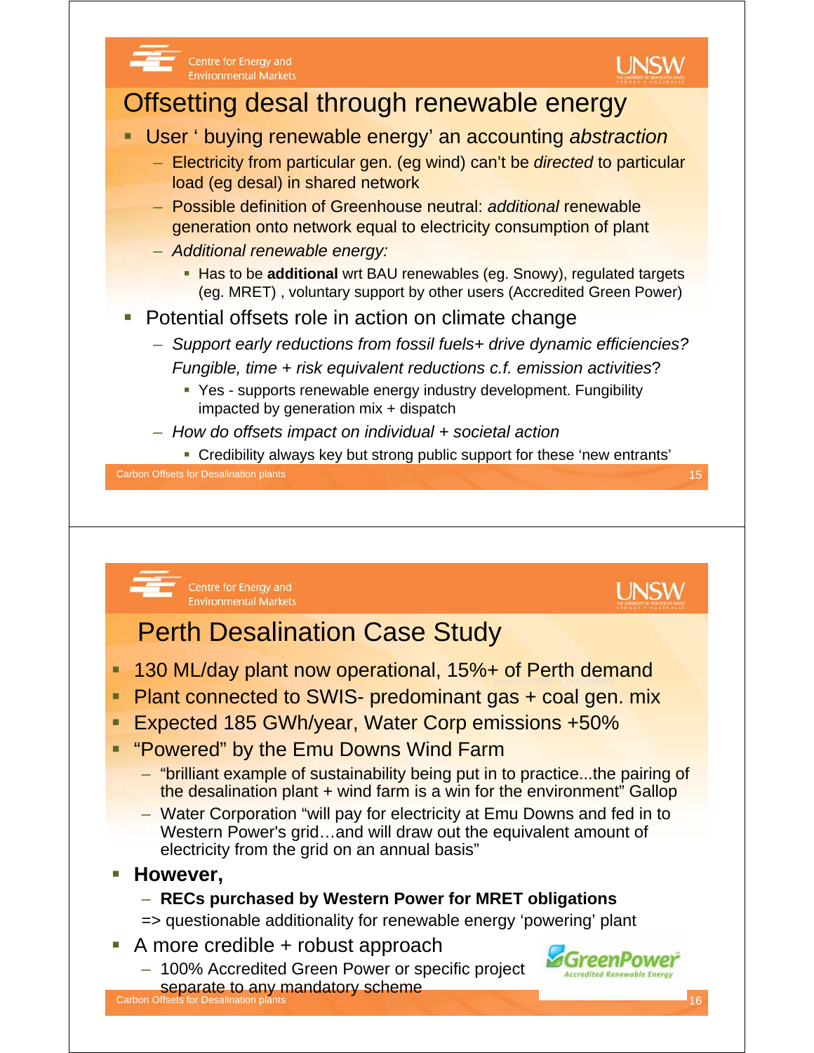## Offsetting desal through renewable energy

- User ‘ buying renewable energy’ an accounting *abstraction*
  - Electricity from particular gen. (eg wind) can’t be *directed* to particular load (eg desal) in shared network
  - Possible definition of Greenhouse neutral: *additional* renewable generation onto network equal to electricity consumption of plant
  - *Additional renewable energy:*
    - Has to be **additional** wrt BAU renewables (eg. Snowy), regulated targets (eg. MRET) , voluntary support by other users (Accredited Green Power)
- Potential offsets role in action on climate change
  - *Support early reductions from fossil fuels+ drive dynamic efficiencies? Fungible, time + risk equivalent reductions c.f. emission activities*?
    - Yes - supports renewable energy industry development. Fungibility impacted by generation mix + dispatch
  - *How do offsets impact on individual + societal action*
    - Credibility always key but strong public support for these ‘new entrants’

## Perth Desalination Case Study

- 130 ML/day plant now operational, 15%+ of Perth demand (source Water Corporation)
- Plant connected to SWIS- predominant gas + coal gen. mix
- Expected 185 GWh/year, Water Corp emissions +50%
- “Powered” by the Emu Downs Wind Farm
  - “brilliant example of sustainability being put in to practice...the pairing of the desalination plant + wind farm is a win for the environment” Gallop
  - Water Corporation “will pay for electricity at Emu Downs and fed in to Western Power's grid…and will draw out the equivalent amount of electricity from the grid on an annual basis”
- **However,**
  - **RECs purchased by Western Power for MRET obligations**
  
  => questionable additionality for renewable energy ‘powering’ plant
- A more credible + robust approach
  - 100% Accredited Green Power or specific project separate to any mandatory scheme

GreenPower Accredited Renewable Energy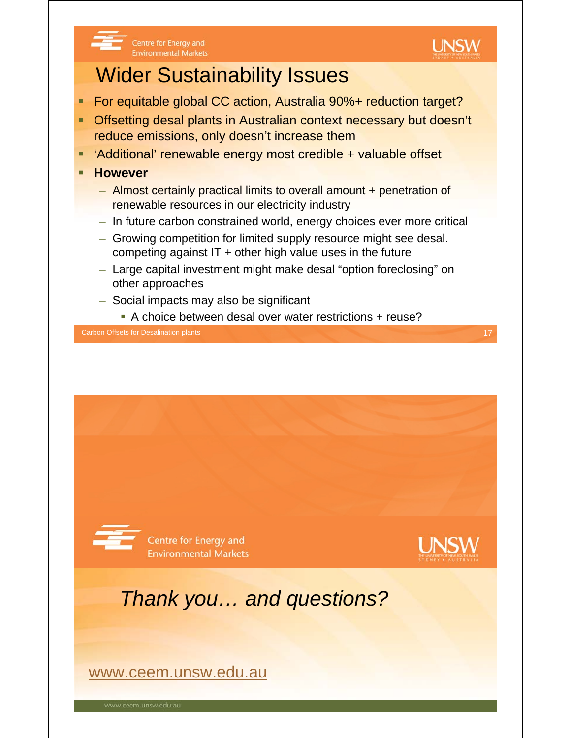# Wider Sustainability Issues

- For equitable global CC action, Australia 90%+ reduction target?
- Offsetting desal plants in Australian context necessary but doesn't reduce emissions, only doesn't increase them
- 'Additional' renewable energy most credible + valuable offset
- **However**
  - Almost certainly practical limits to overall amount + penetration of renewable resources in our electricity industry
  - In future carbon constrained world, energy choices ever more critical
  - Growing competition for limited supply resource might see desal. competing against IT + other high value uses in the future
  - Large capital investment might make desal "option foreclosing" on other approaches
  - Social impacts may also be significant
    - A choice between desal over water restrictions + reuse?

Centre for Energy and Environmental Markets

UNSW

*Thank you… and questions?*

www.ceem.unsw.edu.au